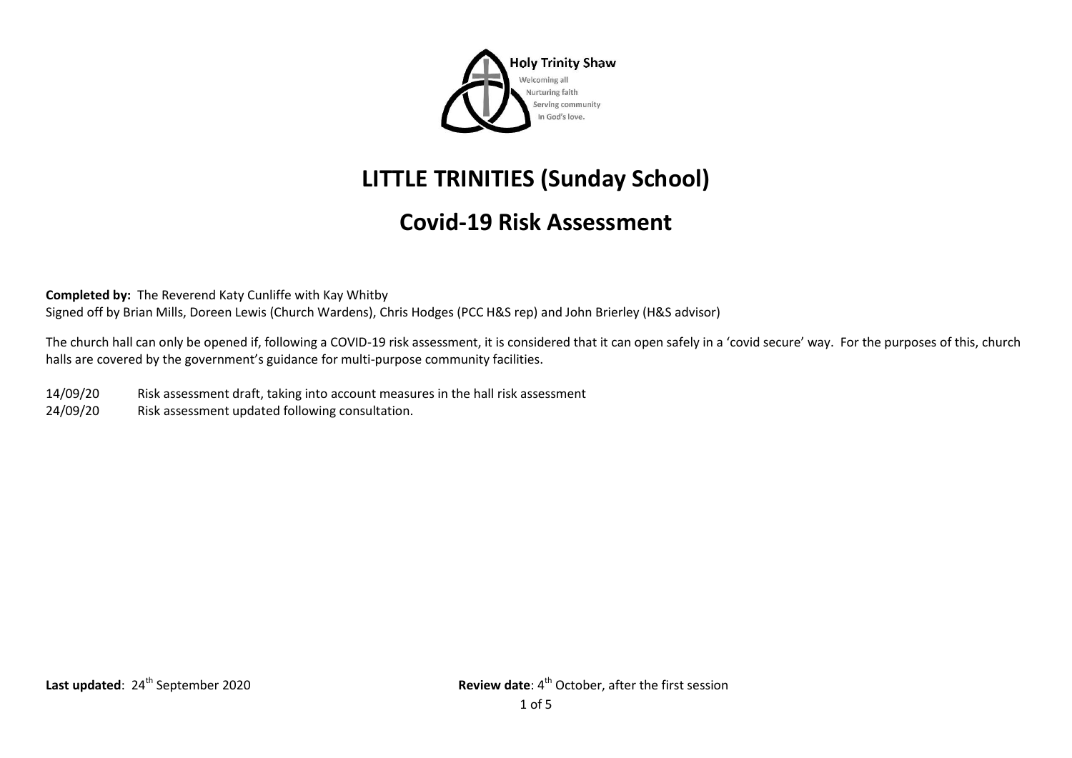Holy Trinity Shaw

Welcoming all
Nurturing faith
Serving community
In God's love.

# LITTLE TRINITIES (Sunday School)

# Covid-19 Risk Assessment

**Completed by:** The Reverend Katy Cunliffe with Kay Whitby
Signed off by Brian Mills, Doreen Lewis (Church Wardens), Chris Hodges (PCC H&S rep) and John Brierley (H&S advisor)

The church hall can only be opened if, following a COVID-19 risk assessment, it is considered that it can open safely in a 'covid secure' way. For the purposes of this, church halls are covered by the government's guidance for multi-purpose community facilities.

14/09/20 Risk assessment draft, taking into account measures in the hall risk assessment
24/09/20 Risk assessment updated following consultation.

**Last updated**: 24th September 2020 **Review date**: 4th October, after the first session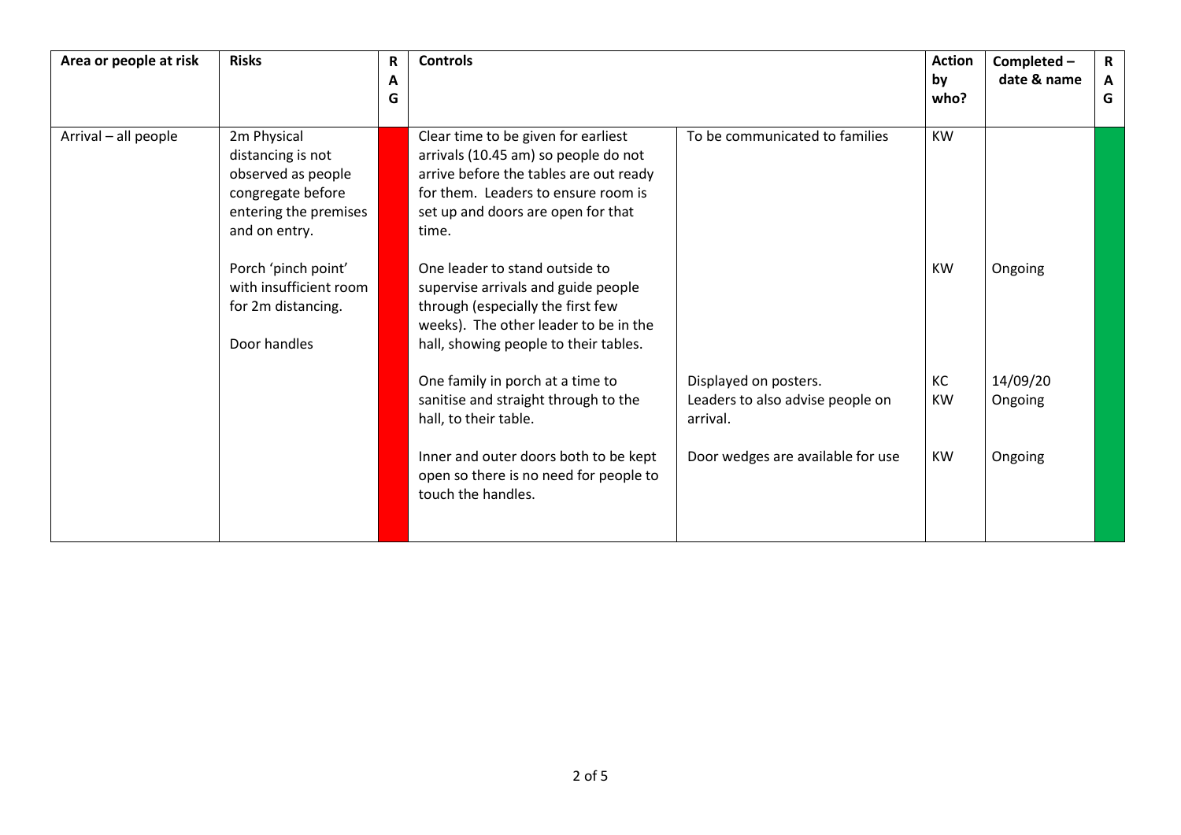| Area or people at risk | Risks | RAG | Controls | | Action by who? | Completed – date & name | RAG |
|---|---|---|---|---|---|---|---|
| Arrival – all people | 2m Physical distancing is not observed as people congregate before entering the premises and on entry. | | Clear time to be given for earliest arrivals (10.45 am) so people do not arrive before the tables are out ready for them. Leaders to ensure room is set up and doors are open for that time. | To be communicated to families | KW | | |
| | Porch 'pinch point' with insufficient room for 2m distancing. | | One leader to stand outside to supervise arrivals and guide people through (especially the first few weeks). The other leader to be in the hall, showing people to their tables. | | KW | Ongoing | |
| | Door handles | | One family in porch at a time to sanitise and straight through to the hall, to their table. | Displayed on posters. Leaders to also advise people on arrival. | KC KW | 14/09/20 Ongoing | |
| | | | Inner and outer doors both to be kept open so there is no need for people to touch the handles. | Door wedges are available for use | KW | Ongoing | |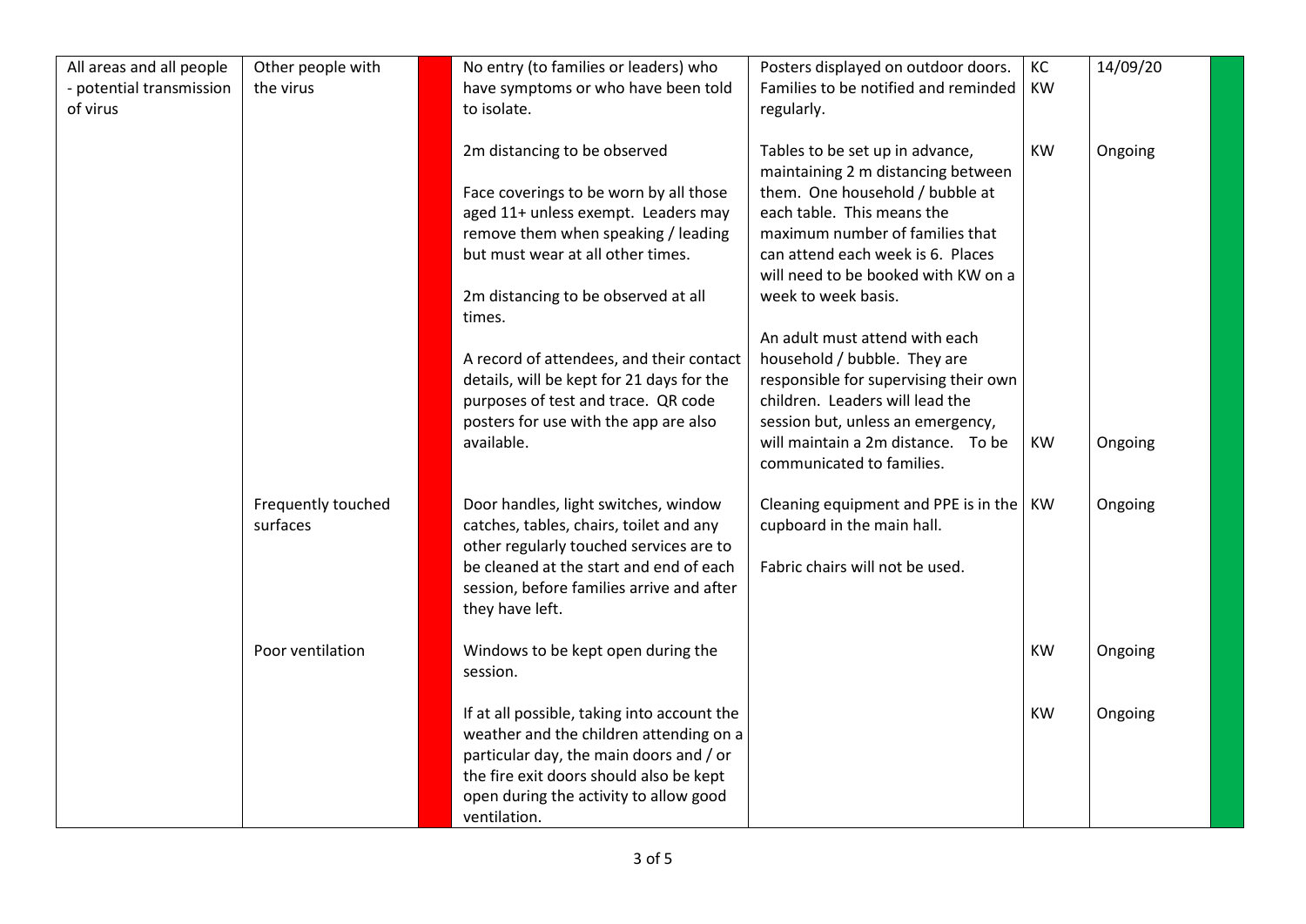| All areas and all people - potential transmission of virus | Other people with the virus | | No entry (to families or leaders) who have symptoms or who have been told to isolate. | Posters displayed on outdoor doors. Families to be notified and reminded regularly. | KC KW | 14/09/20 | |
|---|---|---|---|---|---|---|---|
| | | | 2m distancing to be observed<br><br>Face coverings to be worn by all those aged 11+ unless exempt. Leaders may remove them when speaking / leading but must wear at all other times.<br><br>2m distancing to be observed at all times.<br><br>A record of attendees, and their contact details, will be kept for 21 days for the purposes of test and trace. QR code posters for use with the app are also available. | Tables to be set up in advance, maintaining 2 m distancing between them. One household / bubble at each table. This means the maximum number of families that can attend each week is 6. Places will need to be booked with KW on a week to week basis.<br><br>An adult must attend with each household / bubble. They are responsible for supervising their own children. Leaders will lead the session but, unless an emergency, will maintain a 2m distance. To be communicated to families. | KW<br><br>KW | Ongoing<br><br>Ongoing | |
| | Frequently touched surfaces | | Door handles, light switches, window catches, tables, chairs, toilet and any other regularly touched services are to be cleaned at the start and end of each session, before families arrive and after they have left. | Cleaning equipment and PPE is in the cupboard in the main hall.<br><br>Fabric chairs will not be used. | KW | Ongoing | |
| | Poor ventilation | | Windows to be kept open during the session. | | KW | Ongoing | |
| | | | If at all possible, taking into account the weather and the children attending on a particular day, the main doors and / or the fire exit doors should also be kept open during the activity to allow good ventilation. | | KW | Ongoing | |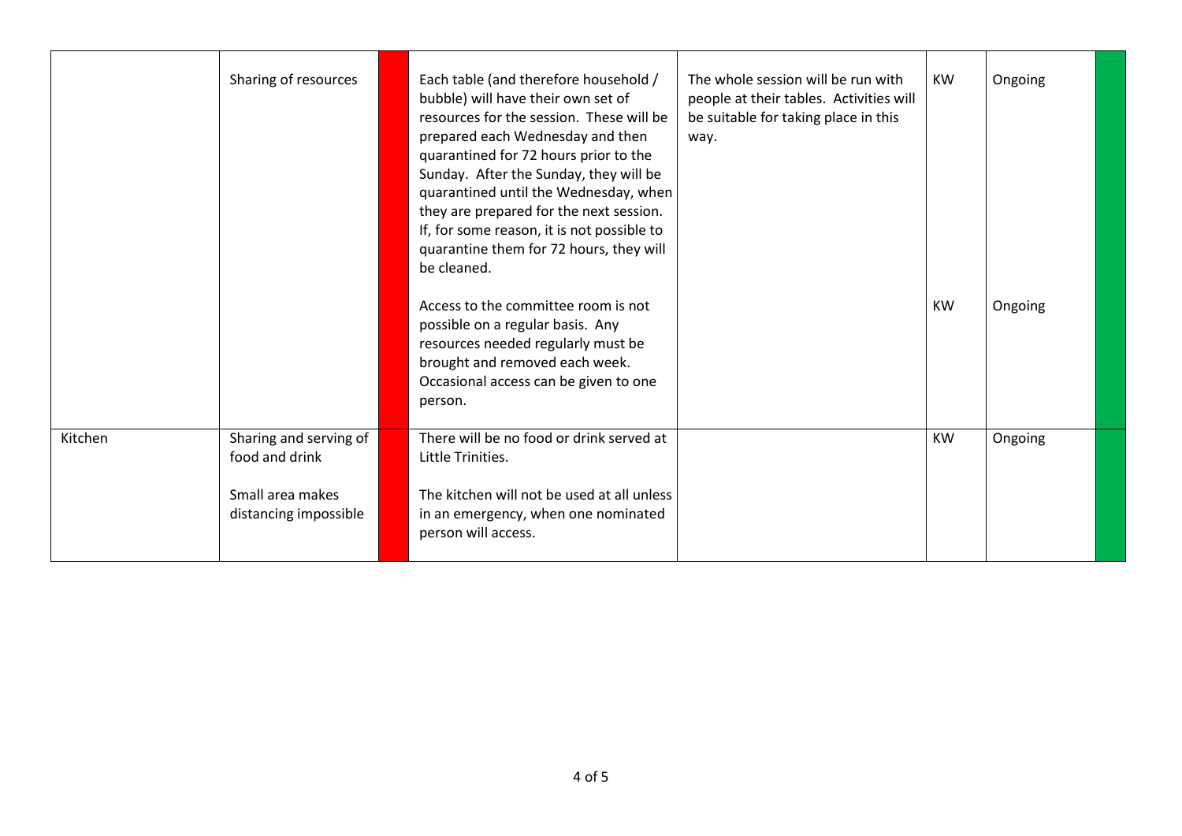| | | | | | | | |
|---|---|---|---|---|---|---|---|
| | Sharing of resources | | Each table (and therefore household / bubble) will have their own set of resources for the session. These will be prepared each Wednesday and then quarantined for 72 hours prior to the Sunday. After the Sunday, they will be quarantined until the Wednesday, when they are prepared for the next session. If, for some reason, it is not possible to quarantine them for 72 hours, they will be cleaned.<br><br>Access to the committee room is not possible on a regular basis. Any resources needed regularly must be brought and removed each week. Occasional access can be given to one person. | The whole session will be run with people at their tables. Activities will be suitable for taking place in this way. | KW<br><br>KW | Ongoing<br><br>Ongoing | |
| Kitchen | Sharing and serving of food and drink<br><br>Small area makes distancing impossible | | There will be no food or drink served at Little Trinities.<br><br>The kitchen will not be used at all unless in an emergency, when one nominated person will access. | | KW | Ongoing | |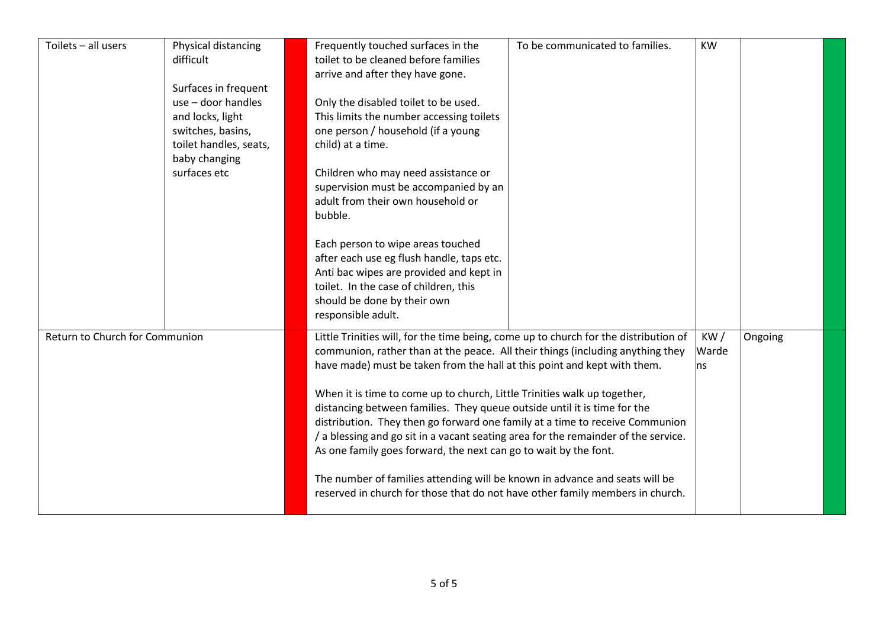| | | | | | | | |
|---|---|---|---|---|---|---|---|
| Toilets – all users | Physical distancing difficult<br><br>Surfaces in frequent use – door handles and locks, light switches, basins, toilet handles, seats, baby changing surfaces etc | | Frequently touched surfaces in the toilet to be cleaned before families arrive and after they have gone.<br><br>Only the disabled toilet to be used. This limits the number accessing toilets one person / household (if a young child) at a time.<br><br>Children who may need assistance or supervision must be accompanied by an adult from their own household or bubble.<br><br>Each person to wipe areas touched after each use eg flush handle, taps etc. Anti bac wipes are provided and kept in toilet. In the case of children, this should be done by their own responsible adult. | To be communicated to families. | KW | | |
| Return to Church for Communion | | | Little Trinities will, for the time being, come up to church for the distribution of communion, rather than at the peace. All their things (including anything they have made) must be taken from the hall at this point and kept with them.<br><br>When it is time to come up to church, Little Trinities walk up together, distancing between families. They queue outside until it is time for the distribution. They then go forward one family at a time to receive Communion / a blessing and go sit in a vacant seating area for the remainder of the service. As one family goes forward, the next can go to wait by the font.<br><br>The number of families attending will be known in advance and seats will be reserved in church for those that do not have other family members in church. | | KW / Wardens | Ongoing | |